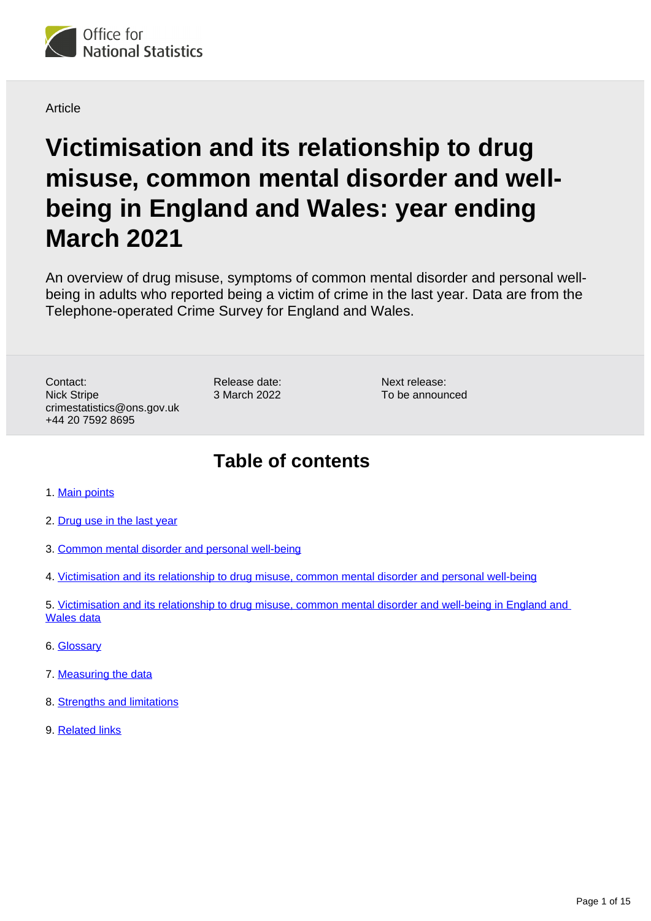Office for National Statistics

Article

# Victimisation and its relationship to drug misuse, common mental disorder and well-being in England and Wales: year ending March 2021

An overview of drug misuse, symptoms of common mental disorder and personal well-being in adults who reported being a victim of crime in the last year. Data are from the Telephone-operated Crime Survey for England and Wales.

Contact:
Nick Stripe
crimestatistics@ons.gov.uk
+44 20 7592 8695

Release date:
3 March 2022

Next release:
To be announced

## Table of contents

1. Main points
2. Drug use in the last year
3. Common mental disorder and personal well-being
4. Victimisation and its relationship to drug misuse, common mental disorder and personal well-being
5. Victimisation and its relationship to drug misuse, common mental disorder and well-being in England and Wales data
6. Glossary
7. Measuring the data
8. Strengths and limitations
9. Related links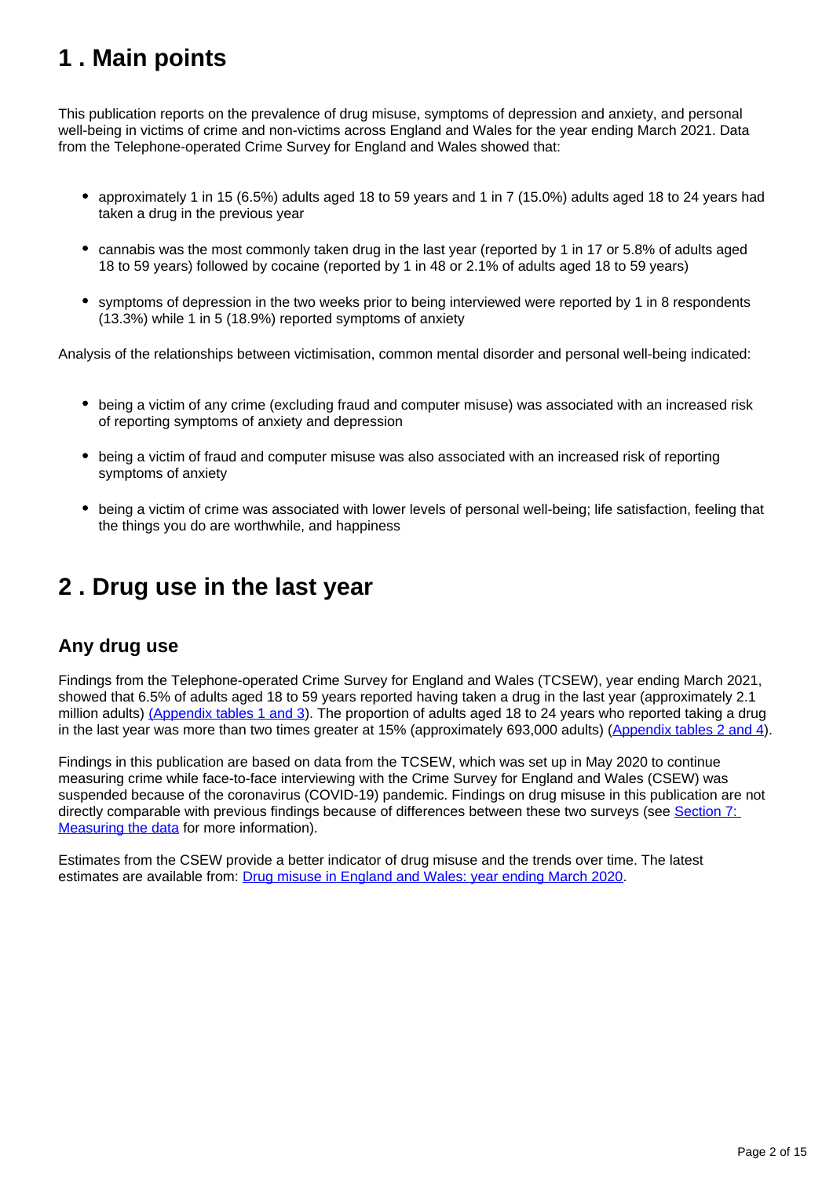## 1 . Main points

This publication reports on the prevalence of drug misuse, symptoms of depression and anxiety, and personal well-being in victims of crime and non-victims across England and Wales for the year ending March 2021. Data from the Telephone-operated Crime Survey for England and Wales showed that:

- approximately 1 in 15 (6.5%) adults aged 18 to 59 years and 1 in 7 (15.0%) adults aged 18 to 24 years had taken a drug in the previous year
- cannabis was the most commonly taken drug in the last year (reported by 1 in 17 or 5.8% of adults aged 18 to 59 years) followed by cocaine (reported by 1 in 48 or 2.1% of adults aged 18 to 59 years)
- symptoms of depression in the two weeks prior to being interviewed were reported by 1 in 8 respondents (13.3%) while 1 in 5 (18.9%) reported symptoms of anxiety

Analysis of the relationships between victimisation, common mental disorder and personal well-being indicated:

- being a victim of any crime (excluding fraud and computer misuse) was associated with an increased risk of reporting symptoms of anxiety and depression
- being a victim of fraud and computer misuse was also associated with an increased risk of reporting symptoms of anxiety
- being a victim of crime was associated with lower levels of personal well-being; life satisfaction, feeling that the things you do are worthwhile, and happiness

## 2 . Drug use in the last year

### Any drug use

Findings from the Telephone-operated Crime Survey for England and Wales (TCSEW), year ending March 2021, showed that 6.5% of adults aged 18 to 59 years reported having taken a drug in the last year (approximately 2.1 million adults) (Appendix tables 1 and 3). The proportion of adults aged 18 to 24 years who reported taking a drug in the last year was more than two times greater at 15% (approximately 693,000 adults) (Appendix tables 2 and 4).

Findings in this publication are based on data from the TCSEW, which was set up in May 2020 to continue measuring crime while face-to-face interviewing with the Crime Survey for England and Wales (CSEW) was suspended because of the coronavirus (COVID-19) pandemic. Findings on drug misuse in this publication are not directly comparable with previous findings because of differences between these two surveys (see Section 7: Measuring the data for more information).

Estimates from the CSEW provide a better indicator of drug misuse and the trends over time. The latest estimates are available from: Drug misuse in England and Wales: year ending March 2020.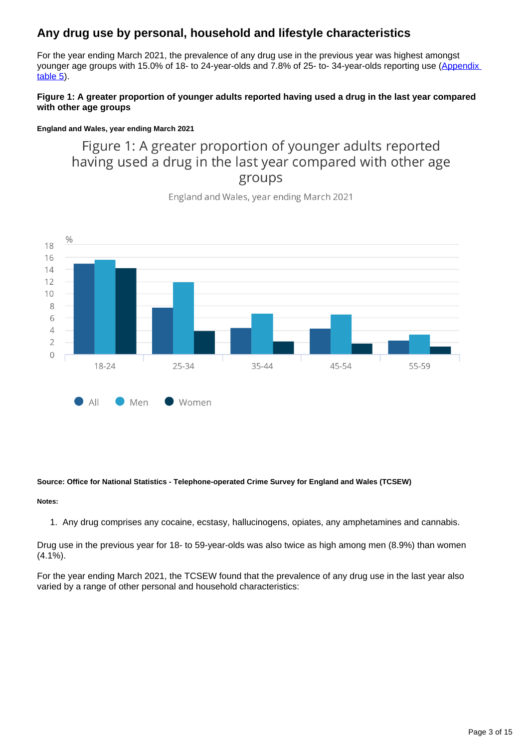## Any drug use by personal, household and lifestyle characteristics

For the year ending March 2021, the prevalence of any drug use in the previous year was highest amongst younger age groups with 15.0% of 18- to 24-year-olds and 7.8% of 25- to- 34-year-olds reporting use ([Appendix table 5](#)).

**Figure 1: A greater proportion of younger adults reported having used a drug in the last year compared with other age groups**

**England and Wales, year ending March 2021**

**Source: Office for National Statistics - Telephone-operated Crime Survey for England and Wales (TCSEW)**

**Notes:**

1. Any drug comprises any cocaine, ecstasy, hallucinogens, opiates, any amphetamines and cannabis.

Drug use in the previous year for 18- to 59-year-olds was also twice as high among men (8.9%) than women (4.1%).

For the year ending March 2021, the TCSEW found that the prevalence of any drug use in the last year also varied by a range of other personal and household characteristics: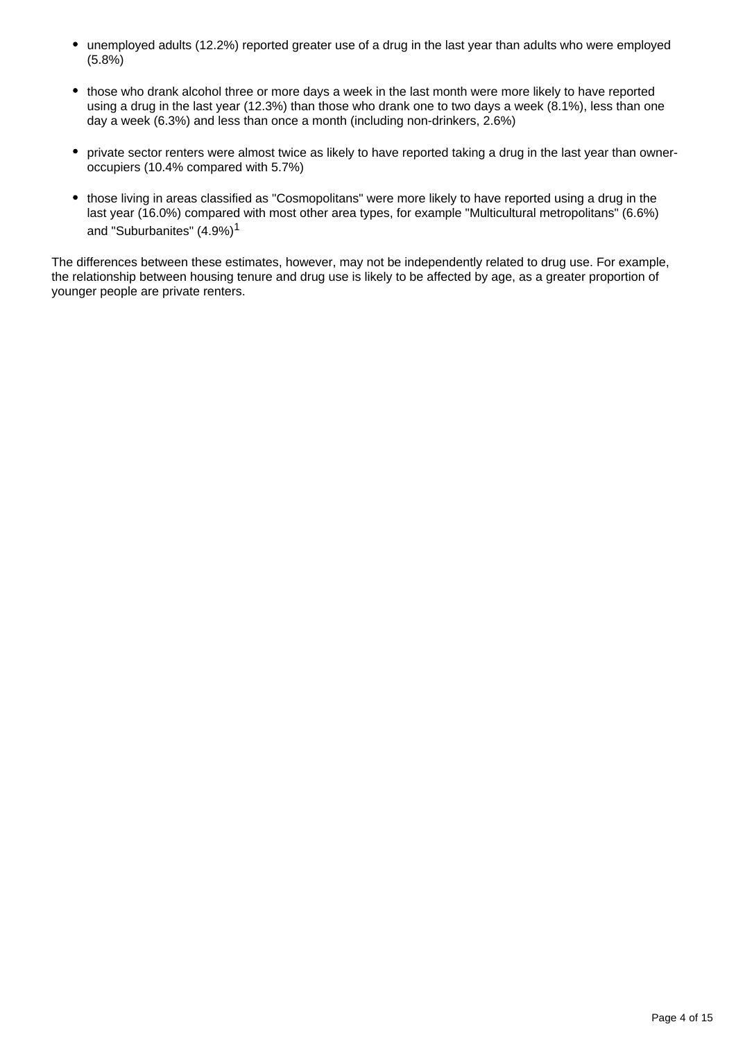- unemployed adults (12.2%) reported greater use of a drug in the last year than adults who were employed (5.8%)
- those who drank alcohol three or more days a week in the last month were more likely to have reported using a drug in the last year (12.3%) than those who drank one to two days a week (8.1%), less than one day a week (6.3%) and less than once a month (including non-drinkers, 2.6%)
- private sector renters were almost twice as likely to have reported taking a drug in the last year than owner-occupiers (10.4% compared with 5.7%)
- those living in areas classified as "Cosmopolitans" were more likely to have reported using a drug in the last year (16.0%) compared with most other area types, for example "Multicultural metropolitans" (6.6%) and "Suburbanites" (4.9%)[1]

The differences between these estimates, however, may not be independently related to drug use. For example, the relationship between housing tenure and drug use is likely to be affected by age, as a greater proportion of younger people are private renters.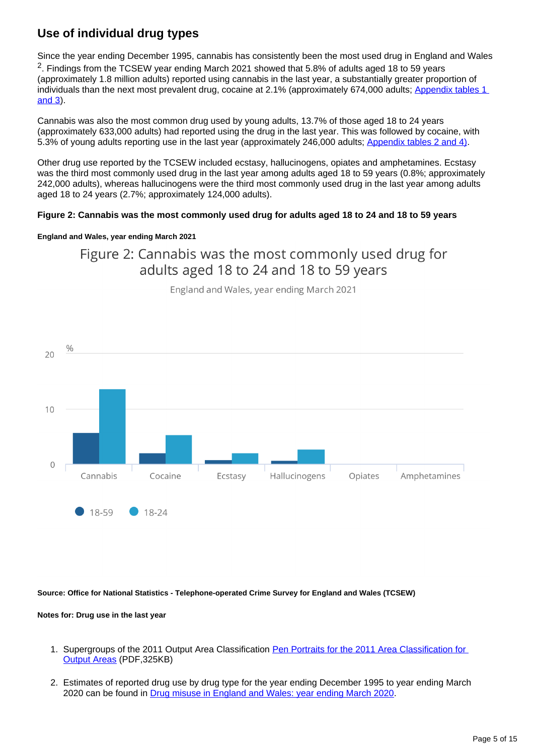## Use of individual drug types

Since the year ending December 1995, cannabis has consistently been the most used drug in England and Wales [2]. Findings from the TCSEW year ending March 2021 showed that 5.8% of adults aged 18 to 59 years (approximately 1.8 million adults) reported using cannabis in the last year, a substantially greater proportion of individuals than the next most prevalent drug, cocaine at 2.1% (approximately 674,000 adults; Appendix tables 1 and 3).

Cannabis was also the most common drug used by young adults, 13.7% of those aged 18 to 24 years (approximately 633,000 adults) had reported using the drug in the last year. This was followed by cocaine, with 5.3% of young adults reporting use in the last year (approximately 246,000 adults; Appendix tables 2 and 4).

Other drug use reported by the TCSEW included ecstasy, hallucinogens, opiates and amphetamines. Ecstasy was the third most commonly used drug in the last year among adults aged 18 to 59 years (0.8%; approximately 242,000 adults), whereas hallucinogens were the third most commonly used drug in the last year among adults aged 18 to 24 years (2.7%; approximately 124,000 adults).

**Figure 2: Cannabis was the most commonly used drug for adults aged 18 to 24 and 18 to 59 years**

**England and Wales, year ending March 2021**

Figure 2: Cannabis was the most commonly used drug for adults aged 18 to 24 and 18 to 59 years

England and Wales, year ending March 2021

%

20

10

0

Cannabis Cocaine Ecstasy Hallucinogens Opiates Amphetamines

18-59 18-24

**Source: Office for National Statistics - Telephone-operated Crime Survey for England and Wales (TCSEW)**

**Notes for: Drug use in the last year**

1. Supergroups of the 2011 Output Area Classification Pen Portraits for the 2011 Area Classification for Output Areas (PDF,325KB)
2. Estimates of reported drug use by drug type for the year ending December 1995 to year ending March 2020 can be found in Drug misuse in England and Wales: year ending March 2020.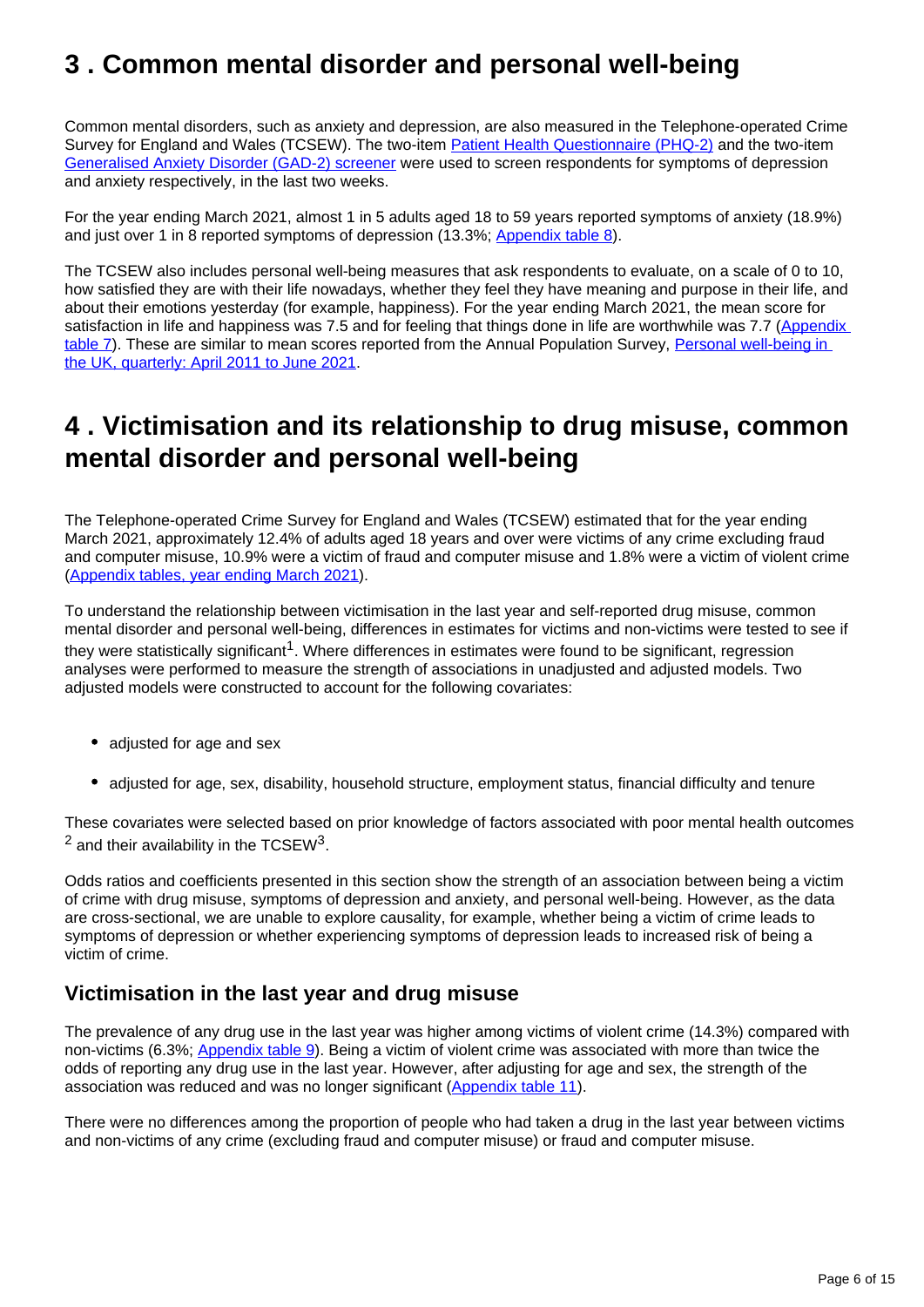## 3 . Common mental disorder and personal well-being

Common mental disorders, such as anxiety and depression, are also measured in the Telephone-operated Crime Survey for England and Wales (TCSEW). The two-item Patient Health Questionnaire (PHQ-2) and the two-item Generalised Anxiety Disorder (GAD-2) screener were used to screen respondents for symptoms of depression and anxiety respectively, in the last two weeks.

For the year ending March 2021, almost 1 in 5 adults aged 18 to 59 years reported symptoms of anxiety (18.9%) and just over 1 in 8 reported symptoms of depression (13.3%; Appendix table 8).

The TCSEW also includes personal well-being measures that ask respondents to evaluate, on a scale of 0 to 10, how satisfied they are with their life nowadays, whether they feel they have meaning and purpose in their life, and about their emotions yesterday (for example, happiness). For the year ending March 2021, the mean score for satisfaction in life and happiness was 7.5 and for feeling that things done in life are worthwhile was 7.7 (Appendix table 7). These are similar to mean scores reported from the Annual Population Survey, Personal well-being in the UK, quarterly: April 2011 to June 2021.

## 4 . Victimisation and its relationship to drug misuse, common mental disorder and personal well-being

The Telephone-operated Crime Survey for England and Wales (TCSEW) estimated that for the year ending March 2021, approximately 12.4% of adults aged 18 years and over were victims of any crime excluding fraud and computer misuse, 10.9% were a victim of fraud and computer misuse and 1.8% were a victim of violent crime (Appendix tables, year ending March 2021).

To understand the relationship between victimisation in the last year and self-reported drug misuse, common mental disorder and personal well-being, differences in estimates for victims and non-victims were tested to see if they were statistically significant[1]. Where differences in estimates were found to be significant, regression analyses were performed to measure the strength of associations in unadjusted and adjusted models. Two adjusted models were constructed to account for the following covariates:

- adjusted for age and sex
- adjusted for age, sex, disability, household structure, employment status, financial difficulty and tenure

These covariates were selected based on prior knowledge of factors associated with poor mental health outcomes [2] and their availability in the TCSEW[3].

Odds ratios and coefficients presented in this section show the strength of an association between being a victim of crime with drug misuse, symptoms of depression and anxiety, and personal well-being. However, as the data are cross-sectional, we are unable to explore causality, for example, whether being a victim of crime leads to symptoms of depression or whether experiencing symptoms of depression leads to increased risk of being a victim of crime.

### Victimisation in the last year and drug misuse

The prevalence of any drug use in the last year was higher among victims of violent crime (14.3%) compared with non-victims (6.3%; Appendix table 9). Being a victim of violent crime was associated with more than twice the odds of reporting any drug use in the last year. However, after adjusting for age and sex, the strength of the association was reduced and was no longer significant (Appendix table 11).

There were no differences among the proportion of people who had taken a drug in the last year between victims and non-victims of any crime (excluding fraud and computer misuse) or fraud and computer misuse.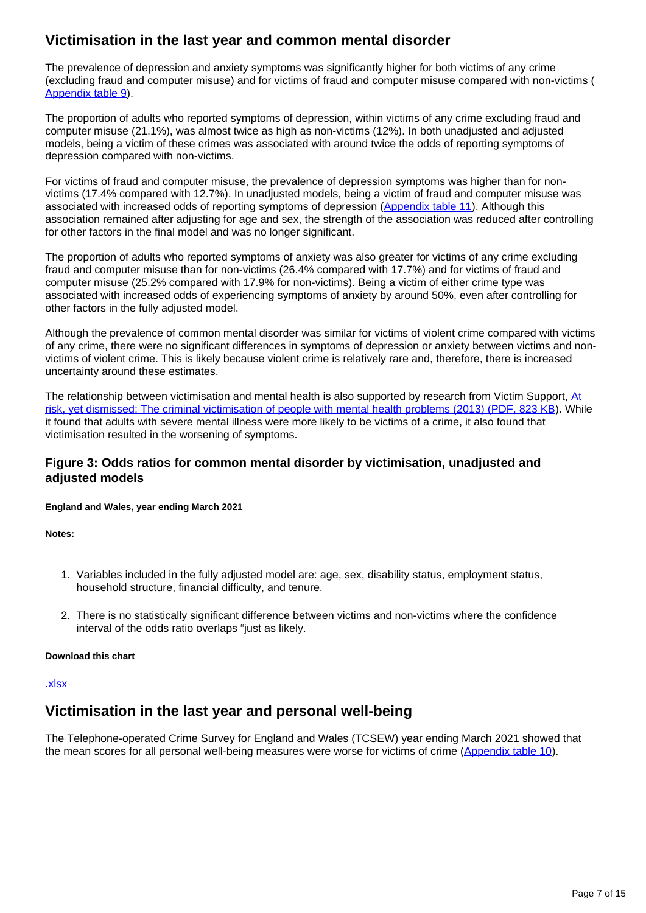## Victimisation in the last year and common mental disorder

The prevalence of depression and anxiety symptoms was significantly higher for both victims of any crime (excluding fraud and computer misuse) and for victims of fraud and computer misuse compared with non-victims ( Appendix table 9).

The proportion of adults who reported symptoms of depression, within victims of any crime excluding fraud and computer misuse (21.1%), was almost twice as high as non-victims (12%). In both unadjusted and adjusted models, being a victim of these crimes was associated with around twice the odds of reporting symptoms of depression compared with non-victims.

For victims of fraud and computer misuse, the prevalence of depression symptoms was higher than for non-victims (17.4% compared with 12.7%). In unadjusted models, being a victim of fraud and computer misuse was associated with increased odds of reporting symptoms of depression (Appendix table 11). Although this association remained after adjusting for age and sex, the strength of the association was reduced after controlling for other factors in the final model and was no longer significant.

The proportion of adults who reported symptoms of anxiety was also greater for victims of any crime excluding fraud and computer misuse than for non-victims (26.4% compared with 17.7%) and for victims of fraud and computer misuse (25.2% compared with 17.9% for non-victims). Being a victim of either crime type was associated with increased odds of experiencing symptoms of anxiety by around 50%, even after controlling for other factors in the fully adjusted model.

Although the prevalence of common mental disorder was similar for victims of violent crime compared with victims of any crime, there were no significant differences in symptoms of depression or anxiety between victims and non-victims of violent crime. This is likely because violent crime is relatively rare and, therefore, there is increased uncertainty around these estimates.

The relationship between victimisation and mental health is also supported by research from Victim Support, At risk, yet dismissed: The criminal victimisation of people with mental health problems (2013) (PDF, 823 KB). While it found that adults with severe mental illness were more likely to be victims of a crime, it also found that victimisation resulted in the worsening of symptoms.

### Figure 3: Odds ratios for common mental disorder by victimisation, unadjusted and adjusted models

**England and Wales, year ending March 2021**

**Notes:**

1. Variables included in the fully adjusted model are: age, sex, disability status, employment status, household structure, financial difficulty, and tenure.
2. There is no statistically significant difference between victims and non-victims where the confidence interval of the odds ratio overlaps "just as likely.

**Download this chart**

.xlsx

## Victimisation in the last year and personal well-being

The Telephone-operated Crime Survey for England and Wales (TCSEW) year ending March 2021 showed that the mean scores for all personal well-being measures were worse for victims of crime (Appendix table 10).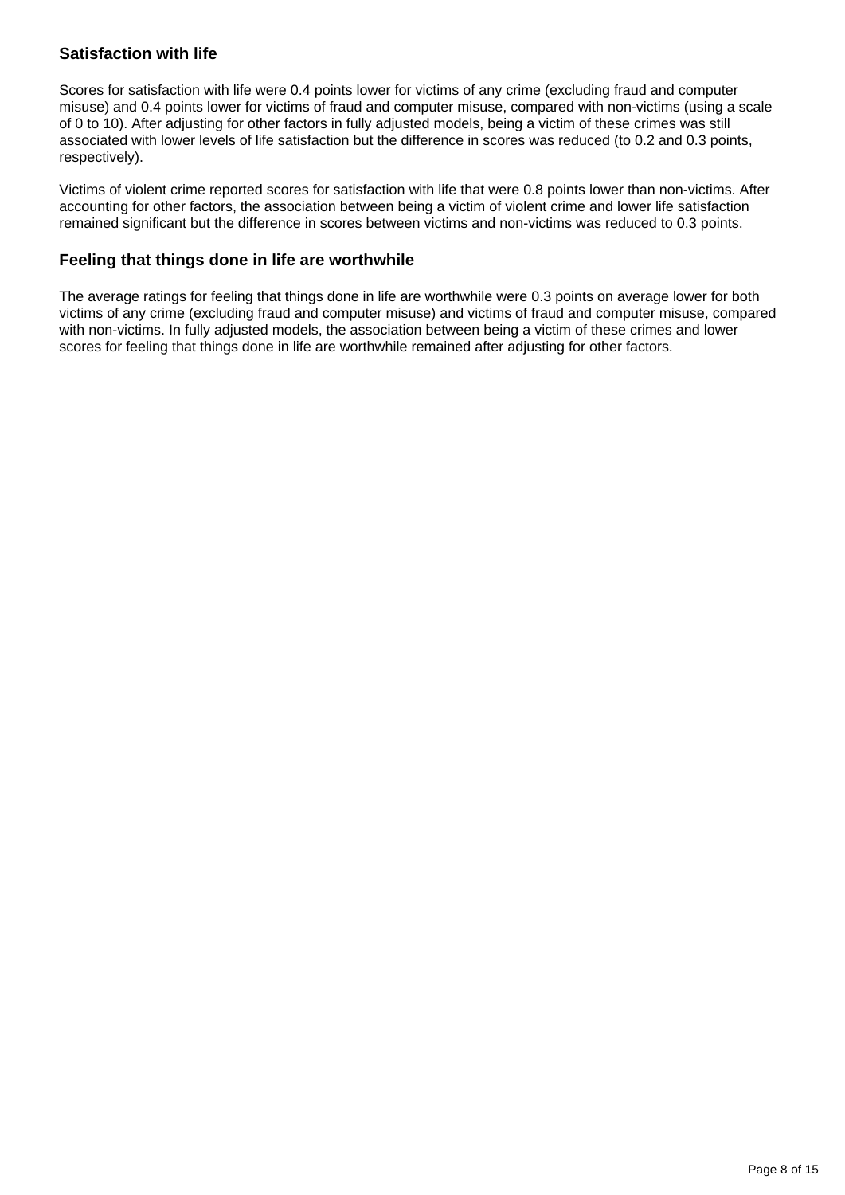### Satisfaction with life

Scores for satisfaction with life were 0.4 points lower for victims of any crime (excluding fraud and computer misuse) and 0.4 points lower for victims of fraud and computer misuse, compared with non-victims (using a scale of 0 to 10). After adjusting for other factors in fully adjusted models, being a victim of these crimes was still associated with lower levels of life satisfaction but the difference in scores was reduced (to 0.2 and 0.3 points, respectively).

Victims of violent crime reported scores for satisfaction with life that were 0.8 points lower than non-victims. After accounting for other factors, the association between being a victim of violent crime and lower life satisfaction remained significant but the difference in scores between victims and non-victims was reduced to 0.3 points.

### Feeling that things done in life are worthwhile

The average ratings for feeling that things done in life are worthwhile were 0.3 points on average lower for both victims of any crime (excluding fraud and computer misuse) and victims of fraud and computer misuse, compared with non-victims. In fully adjusted models, the association between being a victim of these crimes and lower scores for feeling that things done in life are worthwhile remained after adjusting for other factors.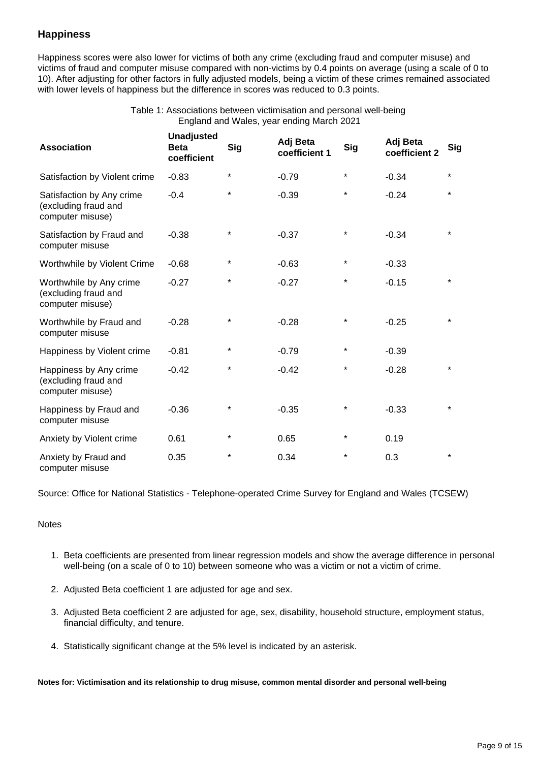## Happiness

Happiness scores were also lower for victims of both any crime (excluding fraud and computer misuse) and victims of fraud and computer misuse compared with non-victims by 0.4 points on average (using a scale of 0 to 10). After adjusting for other factors in fully adjusted models, being a victim of these crimes remained associated with lower levels of happiness but the difference in scores was reduced to 0.3 points.

Table 1: Associations between victimisation and personal well-being
England and Wales, year ending March 2021

| Association | Unadjusted Beta coefficient | Sig | Adj Beta coefficient 1 | Sig | Adj Beta coefficient 2 | Sig |
|---|---|---|---|---|---|---|
| Satisfaction by Violent crime | -0.83 | * | -0.79 | * | -0.34 | * |
| Satisfaction by Any crime (excluding fraud and computer misuse) | -0.4 | * | -0.39 | * | -0.24 | * |
| Satisfaction by Fraud and computer misuse | -0.38 | * | -0.37 | * | -0.34 | * |
| Worthwhile by Violent Crime | -0.68 | * | -0.63 | * | -0.33 | |
| Worthwhile by Any crime (excluding fraud and computer misuse) | -0.27 | * | -0.27 | * | -0.15 | * |
| Worthwhile by Fraud and computer misuse | -0.28 | * | -0.28 | * | -0.25 | * |
| Happiness by Violent crime | -0.81 | * | -0.79 | * | -0.39 | |
| Happiness by Any crime (excluding fraud and computer misuse) | -0.42 | * | -0.42 | * | -0.28 | * |
| Happiness by Fraud and computer misuse | -0.36 | * | -0.35 | * | -0.33 | * |
| Anxiety by Violent crime | 0.61 | * | 0.65 | * | 0.19 | |
| Anxiety by Fraud and computer misuse | 0.35 | * | 0.34 | * | 0.3 | * |

Source: Office for National Statistics - Telephone-operated Crime Survey for England and Wales (TCSEW)

Notes

1. Beta coefficients are presented from linear regression models and show the average difference in personal well-being (on a scale of 0 to 10) between someone who was a victim or not a victim of crime.
2. Adjusted Beta coefficient 1 are adjusted for age and sex.
3. Adjusted Beta coefficient 2 are adjusted for age, sex, disability, household structure, employment status, financial difficulty, and tenure.
4. Statistically significant change at the 5% level is indicated by an asterisk.

**Notes for: Victimisation and its relationship to drug misuse, common mental disorder and personal well-being**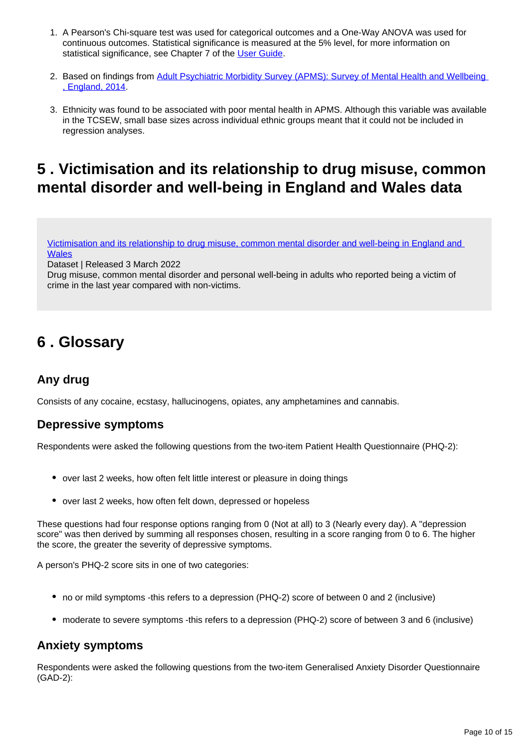1. A Pearson's Chi-square test was used for categorical outcomes and a One-Way ANOVA was used for continuous outcomes. Statistical significance is measured at the 5% level, for more information on statistical significance, see Chapter 7 of the User Guide.

2. Based on findings from Adult Psychiatric Morbidity Survey (APMS): Survey of Mental Health and Wellbeing , England, 2014.

3. Ethnicity was found to be associated with poor mental health in APMS. Although this variable was available in the TCSEW, small base sizes across individual ethnic groups meant that it could not be included in regression analyses.

## 5 . Victimisation and its relationship to drug misuse, common mental disorder and well-being in England and Wales data

Victimisation and its relationship to drug misuse, common mental disorder and well-being in England and Wales
Dataset | Released 3 March 2022
Drug misuse, common mental disorder and personal well-being in adults who reported being a victim of crime in the last year compared with non-victims.

## 6 . Glossary

### Any drug

Consists of any cocaine, ecstasy, hallucinogens, opiates, any amphetamines and cannabis.

### Depressive symptoms

Respondents were asked the following questions from the two-item Patient Health Questionnaire (PHQ-2):

- over last 2 weeks, how often felt little interest or pleasure in doing things
- over last 2 weeks, how often felt down, depressed or hopeless

These questions had four response options ranging from 0 (Not at all) to 3 (Nearly every day). A "depression score" was then derived by summing all responses chosen, resulting in a score ranging from 0 to 6. The higher the score, the greater the severity of depressive symptoms.

A person's PHQ-2 score sits in one of two categories:

- no or mild symptoms -this refers to a depression (PHQ-2) score of between 0 and 2 (inclusive)
- moderate to severe symptoms -this refers to a depression (PHQ-2) score of between 3 and 6 (inclusive)

### Anxiety symptoms

Respondents were asked the following questions from the two-item Generalised Anxiety Disorder Questionnaire (GAD-2):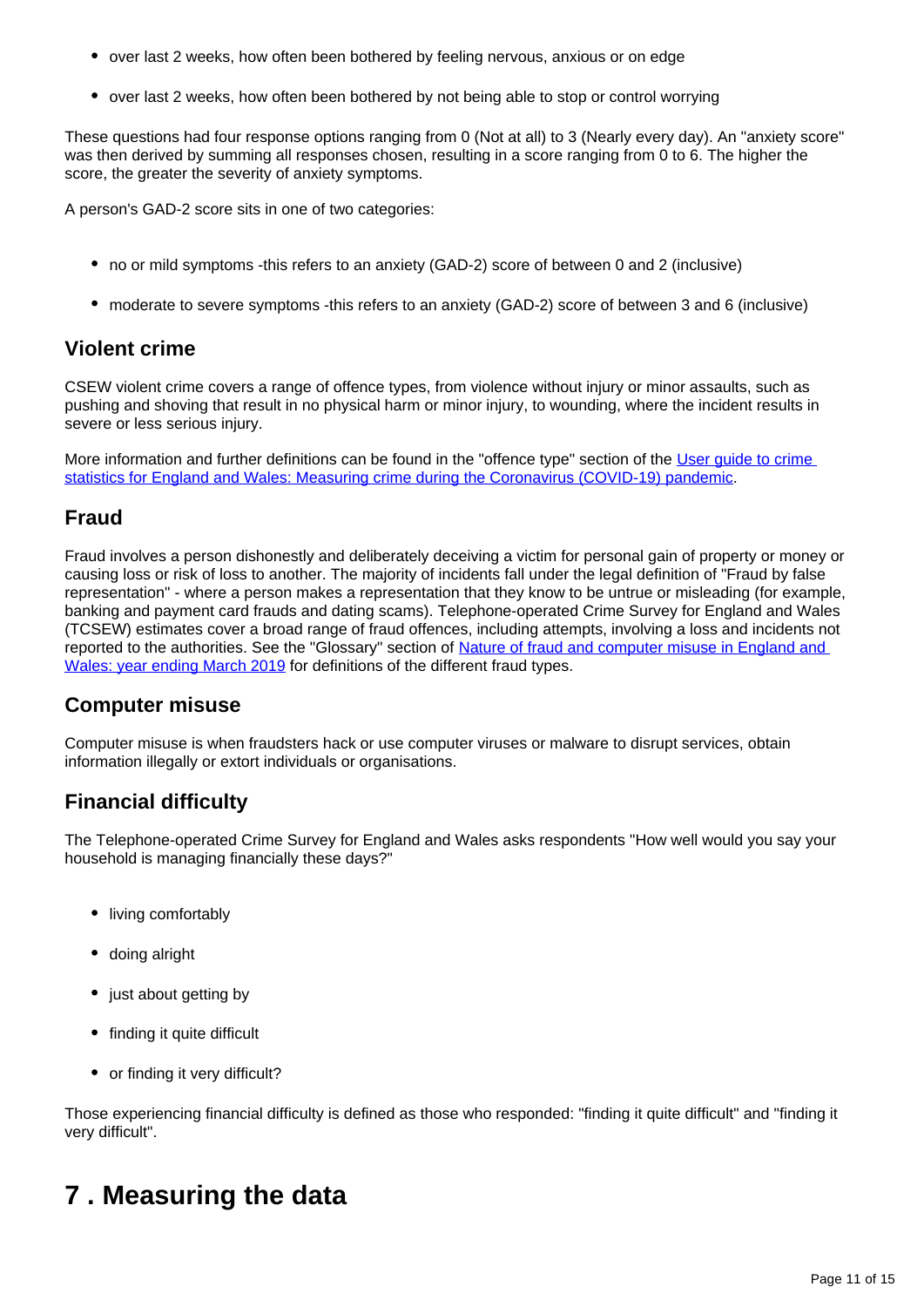- over last 2 weeks, how often been bothered by feeling nervous, anxious or on edge
- over last 2 weeks, how often been bothered by not being able to stop or control worrying

These questions had four response options ranging from 0 (Not at all) to 3 (Nearly every day). An "anxiety score" was then derived by summing all responses chosen, resulting in a score ranging from 0 to 6. The higher the score, the greater the severity of anxiety symptoms.

A person's GAD-2 score sits in one of two categories:

- no or mild symptoms -this refers to an anxiety (GAD-2) score of between 0 and 2 (inclusive)
- moderate to severe symptoms -this refers to an anxiety (GAD-2) score of between 3 and 6 (inclusive)

### Violent crime

CSEW violent crime covers a range of offence types, from violence without injury or minor assaults, such as pushing and shoving that result in no physical harm or minor injury, to wounding, where the incident results in severe or less serious injury.

More information and further definitions can be found in the "offence type" section of the User guide to crime statistics for England and Wales: Measuring crime during the Coronavirus (COVID-19) pandemic.

### Fraud

Fraud involves a person dishonestly and deliberately deceiving a victim for personal gain of property or money or causing loss or risk of loss to another. The majority of incidents fall under the legal definition of "Fraud by false representation" - where a person makes a representation that they know to be untrue or misleading (for example, banking and payment card frauds and dating scams). Telephone-operated Crime Survey for England and Wales (TCSEW) estimates cover a broad range of fraud offences, including attempts, involving a loss and incidents not reported to the authorities. See the "Glossary" section of Nature of fraud and computer misuse in England and Wales: year ending March 2019 for definitions of the different fraud types.

### Computer misuse

Computer misuse is when fraudsters hack or use computer viruses or malware to disrupt services, obtain information illegally or extort individuals or organisations.

### Financial difficulty

The Telephone-operated Crime Survey for England and Wales asks respondents "How well would you say your household is managing financially these days?"

- living comfortably
- doing alright
- just about getting by
- finding it quite difficult
- or finding it very difficult?

Those experiencing financial difficulty is defined as those who responded: "finding it quite difficult" and "finding it very difficult".

# 7 . Measuring the data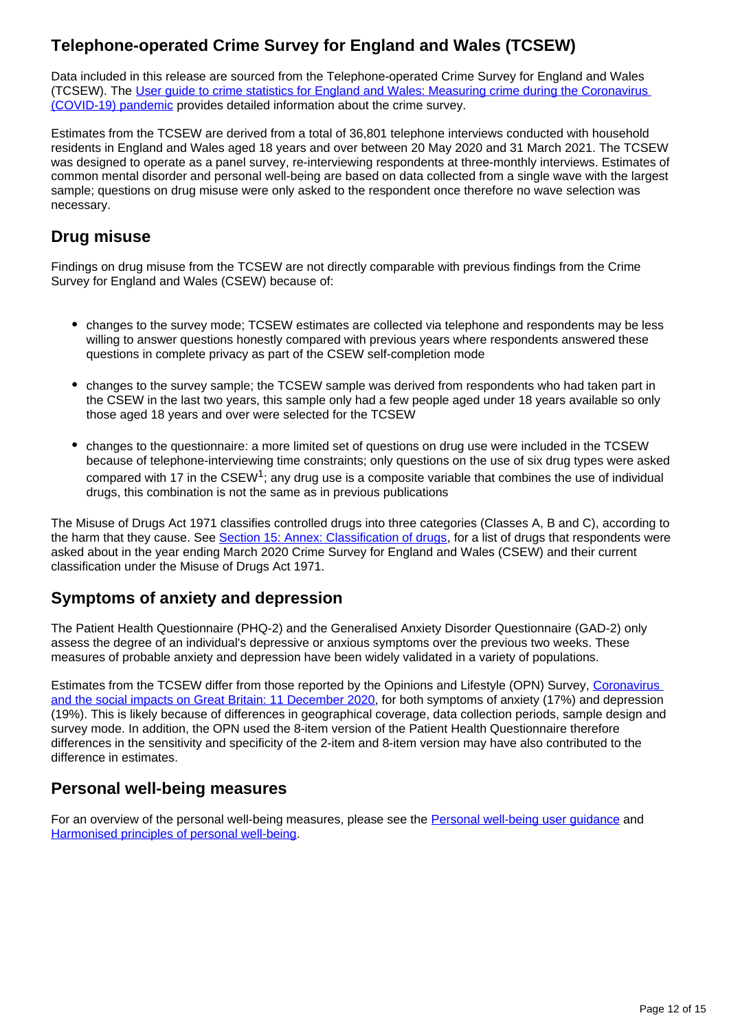## Telephone-operated Crime Survey for England and Wales (TCSEW)

Data included in this release are sourced from the Telephone-operated Crime Survey for England and Wales (TCSEW). The [User guide to crime statistics for England and Wales: Measuring crime during the Coronavirus (COVID-19) pandemic](#) provides detailed information about the crime survey.

Estimates from the TCSEW are derived from a total of 36,801 telephone interviews conducted with household residents in England and Wales aged 18 years and over between 20 May 2020 and 31 March 2021. The TCSEW was designed to operate as a panel survey, re-interviewing respondents at three-monthly interviews. Estimates of common mental disorder and personal well-being are based on data collected from a single wave with the largest sample; questions on drug misuse were only asked to the respondent once therefore no wave selection was necessary.

## Drug misuse

Findings on drug misuse from the TCSEW are not directly comparable with previous findings from the Crime Survey for England and Wales (CSEW) because of:

- changes to the survey mode; TCSEW estimates are collected via telephone and respondents may be less willing to answer questions honestly compared with previous years where respondents answered these questions in complete privacy as part of the CSEW self-completion mode
- changes to the survey sample; the TCSEW sample was derived from respondents who had taken part in the CSEW in the last two years, this sample only had a few people aged under 18 years available so only those aged 18 years and over were selected for the TCSEW
- changes to the questionnaire: a more limited set of questions on drug use were included in the TCSEW because of telephone-interviewing time constraints; only questions on the use of six drug types were asked compared with 17 in the CSEW[1]; any drug use is a composite variable that combines the use of individual drugs, this combination is not the same as in previous publications

The Misuse of Drugs Act 1971 classifies controlled drugs into three categories (Classes A, B and C), according to the harm that they cause. See [Section 15: Annex: Classification of drugs](#), for a list of drugs that respondents were asked about in the year ending March 2020 Crime Survey for England and Wales (CSEW) and their current classification under the Misuse of Drugs Act 1971.

## Symptoms of anxiety and depression

The Patient Health Questionnaire (PHQ-2) and the Generalised Anxiety Disorder Questionnaire (GAD-2) only assess the degree of an individual's depressive or anxious symptoms over the previous two weeks. These measures of probable anxiety and depression have been widely validated in a variety of populations.

Estimates from the TCSEW differ from those reported by the Opinions and Lifestyle (OPN) Survey, [Coronavirus and the social impacts on Great Britain: 11 December 2020](#), for both symptoms of anxiety (17%) and depression (19%). This is likely because of differences in geographical coverage, data collection periods, sample design and survey mode. In addition, the OPN used the 8-item version of the Patient Health Questionnaire therefore differences in the sensitivity and specificity of the 2-item and 8-item version may have also contributed to the difference in estimates.

## Personal well-being measures

For an overview of the personal well-being measures, please see the [Personal well-being user guidance](#) and [Harmonised principles of personal well-being](#).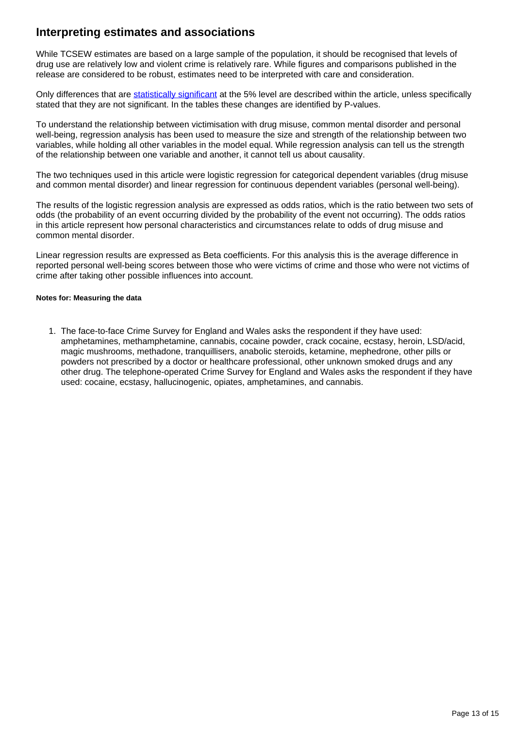## Interpreting estimates and associations

While TCSEW estimates are based on a large sample of the population, it should be recognised that levels of drug use are relatively low and violent crime is relatively rare. While figures and comparisons published in the release are considered to be robust, estimates need to be interpreted with care and consideration.

Only differences that are statistically significant at the 5% level are described within the article, unless specifically stated that they are not significant. In the tables these changes are identified by P-values.

To understand the relationship between victimisation with drug misuse, common mental disorder and personal well-being, regression analysis has been used to measure the size and strength of the relationship between two variables, while holding all other variables in the model equal. While regression analysis can tell us the strength of the relationship between one variable and another, it cannot tell us about causality.

The two techniques used in this article were logistic regression for categorical dependent variables (drug misuse and common mental disorder) and linear regression for continuous dependent variables (personal well-being).

The results of the logistic regression analysis are expressed as odds ratios, which is the ratio between two sets of odds (the probability of an event occurring divided by the probability of the event not occurring). The odds ratios in this article represent how personal characteristics and circumstances relate to odds of drug misuse and common mental disorder.

Linear regression results are expressed as Beta coefficients. For this analysis this is the average difference in reported personal well-being scores between those who were victims of crime and those who were not victims of crime after taking other possible influences into account.

**Notes for: Measuring the data**

1. The face-to-face Crime Survey for England and Wales asks the respondent if they have used: amphetamines, methamphetamine, cannabis, cocaine powder, crack cocaine, ecstasy, heroin, LSD/acid, magic mushrooms, methadone, tranquillisers, anabolic steroids, ketamine, mephedrone, other pills or powders not prescribed by a doctor or healthcare professional, other unknown smoked drugs and any other drug. The telephone-operated Crime Survey for England and Wales asks the respondent if they have used: cocaine, ecstasy, hallucinogenic, opiates, amphetamines, and cannabis.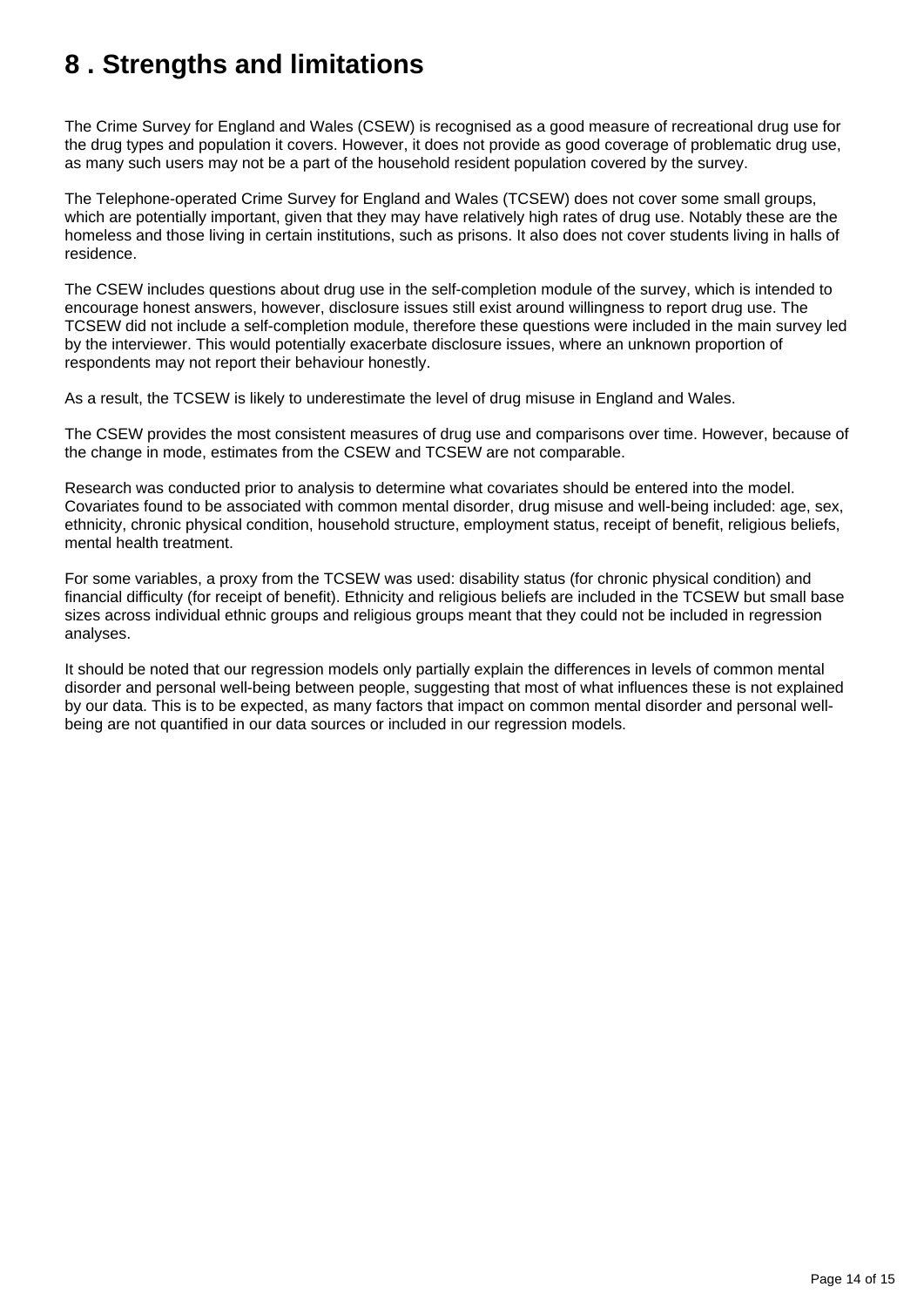# 8 . Strengths and limitations

The Crime Survey for England and Wales (CSEW) is recognised as a good measure of recreational drug use for the drug types and population it covers. However, it does not provide as good coverage of problematic drug use, as many such users may not be a part of the household resident population covered by the survey.

The Telephone-operated Crime Survey for England and Wales (TCSEW) does not cover some small groups, which are potentially important, given that they may have relatively high rates of drug use. Notably these are the homeless and those living in certain institutions, such as prisons. It also does not cover students living in halls of residence.

The CSEW includes questions about drug use in the self-completion module of the survey, which is intended to encourage honest answers, however, disclosure issues still exist around willingness to report drug use. The TCSEW did not include a self-completion module, therefore these questions were included in the main survey led by the interviewer. This would potentially exacerbate disclosure issues, where an unknown proportion of respondents may not report their behaviour honestly.

As a result, the TCSEW is likely to underestimate the level of drug misuse in England and Wales.

The CSEW provides the most consistent measures of drug use and comparisons over time. However, because of the change in mode, estimates from the CSEW and TCSEW are not comparable.

Research was conducted prior to analysis to determine what covariates should be entered into the model. Covariates found to be associated with common mental disorder, drug misuse and well-being included: age, sex, ethnicity, chronic physical condition, household structure, employment status, receipt of benefit, religious beliefs, mental health treatment.

For some variables, a proxy from the TCSEW was used: disability status (for chronic physical condition) and financial difficulty (for receipt of benefit). Ethnicity and religious beliefs are included in the TCSEW but small base sizes across individual ethnic groups and religious groups meant that they could not be included in regression analyses.

It should be noted that our regression models only partially explain the differences in levels of common mental disorder and personal well-being between people, suggesting that most of what influences these is not explained by our data. This is to be expected, as many factors that impact on common mental disorder and personal well-being are not quantified in our data sources or included in our regression models.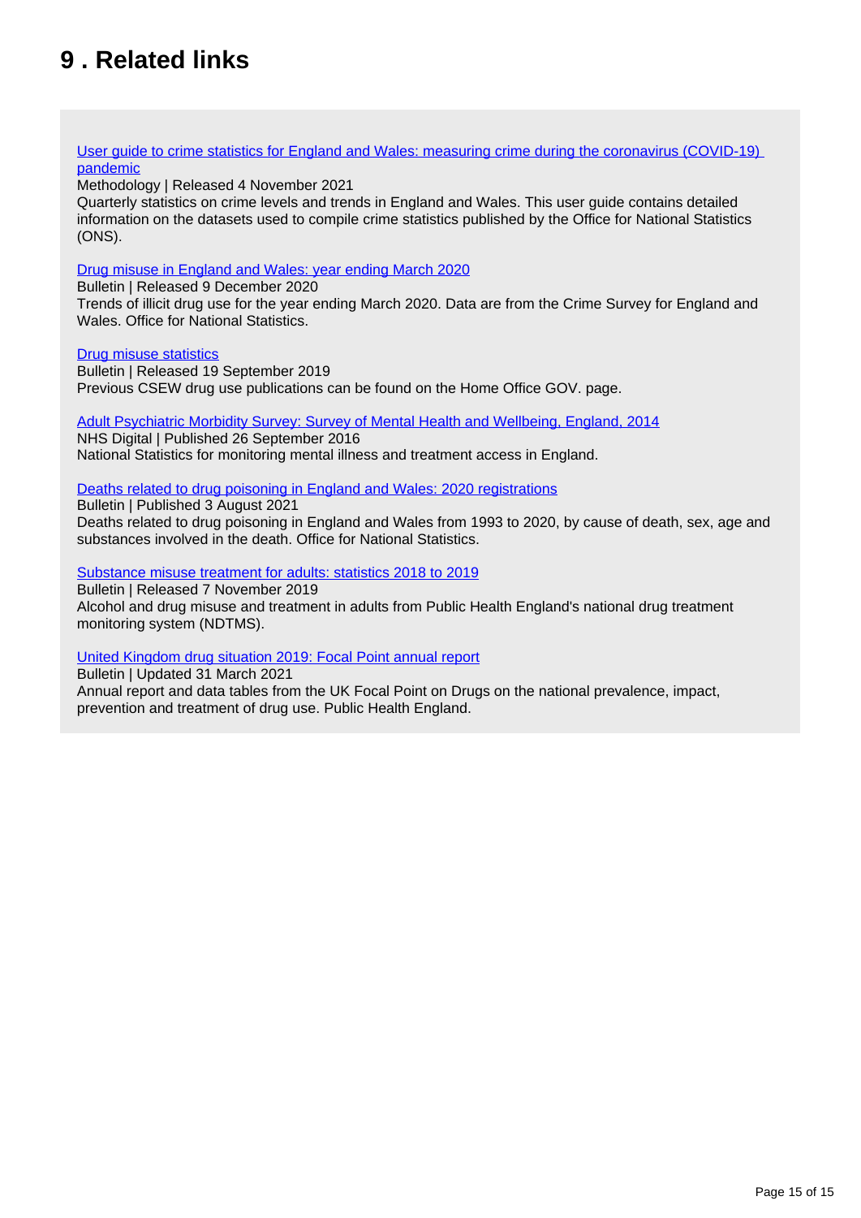## 9 . Related links

[User guide to crime statistics for England and Wales: measuring crime during the coronavirus (COVID-19) pandemic]
Methodology | Released 4 November 2021
Quarterly statistics on crime levels and trends in England and Wales. This user guide contains detailed information on the datasets used to compile crime statistics published by the Office for National Statistics (ONS).

[Drug misuse in England and Wales: year ending March 2020]
Bulletin | Released 9 December 2020
Trends of illicit drug use for the year ending March 2020. Data are from the Crime Survey for England and Wales. Office for National Statistics.

[Drug misuse statistics]
Bulletin | Released 19 September 2019
Previous CSEW drug use publications can be found on the Home Office GOV. page.

[Adult Psychiatric Morbidity Survey: Survey of Mental Health and Wellbeing, England, 2014]
NHS Digital | Published 26 September 2016
National Statistics for monitoring mental illness and treatment access in England.

[Deaths related to drug poisoning in England and Wales: 2020 registrations]
Bulletin | Published 3 August 2021
Deaths related to drug poisoning in England and Wales from 1993 to 2020, by cause of death, sex, age and substances involved in the death. Office for National Statistics.

[Substance misuse treatment for adults: statistics 2018 to 2019]
Bulletin | Released 7 November 2019
Alcohol and drug misuse and treatment in adults from Public Health England's national drug treatment monitoring system (NDTMS).

[United Kingdom drug situation 2019: Focal Point annual report]
Bulletin | Updated 31 March 2021
Annual report and data tables from the UK Focal Point on Drugs on the national prevalence, impact, prevention and treatment of drug use. Public Health England.